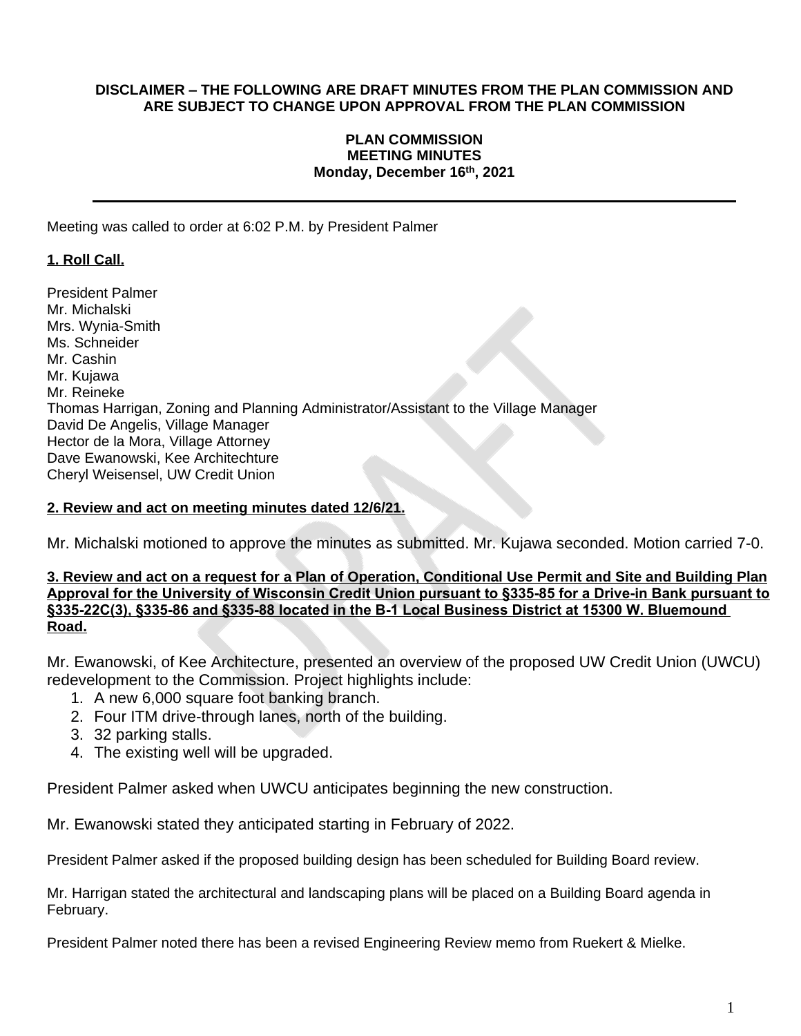**DISCLAIMER – THE FOLLOWING ARE DRAFT MINUTES FROM THE PLAN COMMISSION AND ARE SUBJECT TO CHANGE UPON APPROVAL FROM THE PLAN COMMISSION**

**PLAN COMMISSION**
**MEETING MINUTES**
**Monday, December 16th, 2021**

---

Meeting was called to order at 6:02 P.M. by President Palmer

**1. Roll Call.**

President Palmer
Mr. Michalski
Mrs. Wynia-Smith
Ms. Schneider
Mr. Cashin
Mr. Kujawa
Mr. Reineke
Thomas Harrigan, Zoning and Planning Administrator/Assistant to the Village Manager
David De Angelis, Village Manager
Hector de la Mora, Village Attorney
Dave Ewanowski, Kee Architechture
Cheryl Weisensel, UW Credit Union

**2. Review and act on meeting minutes dated 12/6/21.**

Mr. Michalski motioned to approve the minutes as submitted. Mr. Kujawa seconded. Motion carried 7-0.

**3. Review and act on a request for a Plan of Operation, Conditional Use Permit and Site and Building Plan Approval for the University of Wisconsin Credit Union pursuant to §335-85 for a Drive-in Bank pursuant to §335-22C(3), §335-86 and §335-88 located in the B-1 Local Business District at 15300 W. Bluemound Road.**

Mr. Ewanowski, of Kee Architecture, presented an overview of the proposed UW Credit Union (UWCU) redevelopment to the Commission. Project highlights include:

1. A new 6,000 square foot banking branch.
2. Four ITM drive-through lanes, north of the building.
3. 32 parking stalls.
4. The existing well will be upgraded.

President Palmer asked when UWCU anticipates beginning the new construction.

Mr. Ewanowski stated they anticipated starting in February of 2022.

President Palmer asked if the proposed building design has been scheduled for Building Board review.

Mr. Harrigan stated the architectural and landscaping plans will be placed on a Building Board agenda in February.

President Palmer noted there has been a revised Engineering Review memo from Ruekert & Mielke.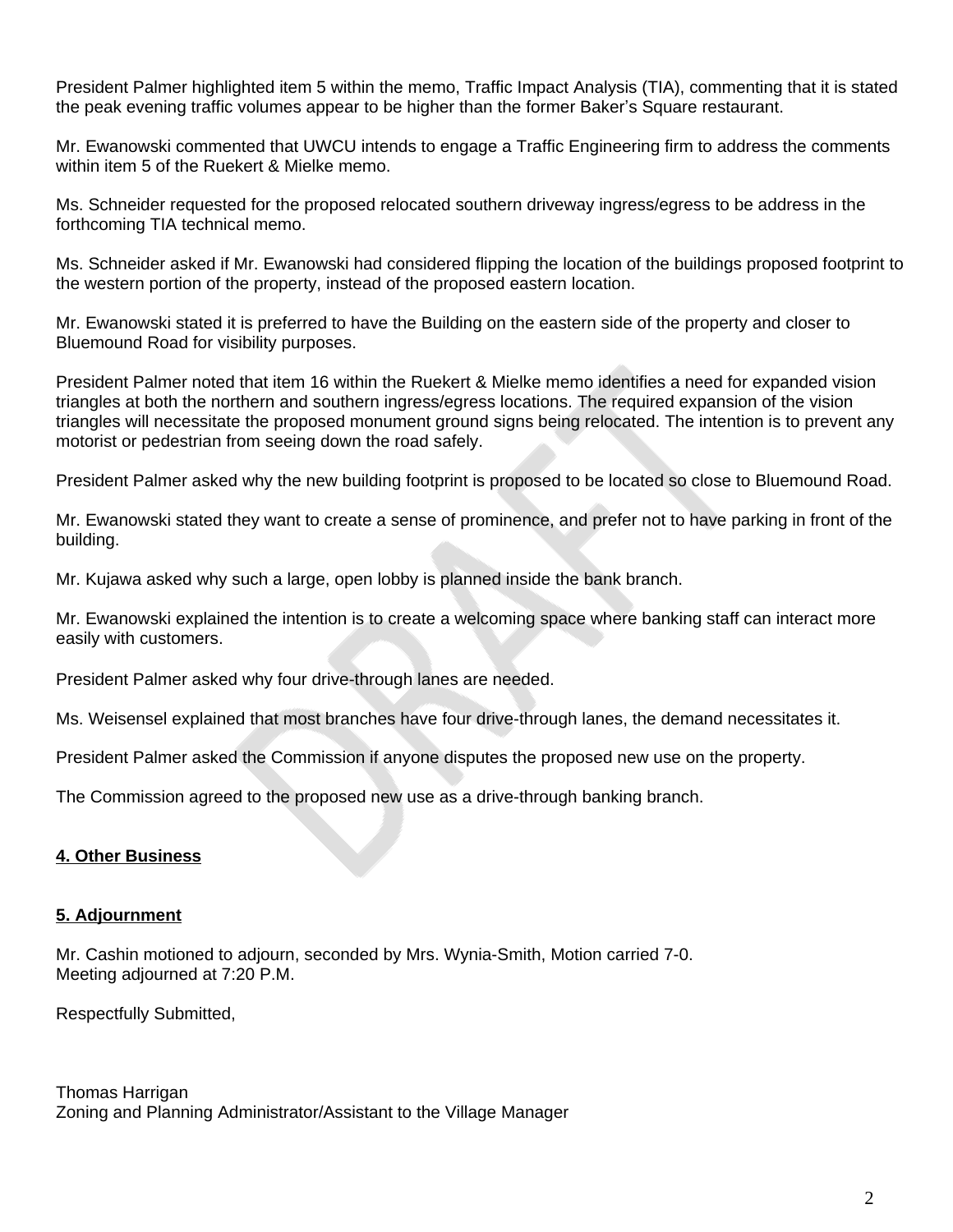President Palmer highlighted item 5 within the memo, Traffic Impact Analysis (TIA), commenting that it is stated the peak evening traffic volumes appear to be higher than the former Baker's Square restaurant.

Mr. Ewanowski commented that UWCU intends to engage a Traffic Engineering firm to address the comments within item 5 of the Ruekert & Mielke memo.

Ms. Schneider requested for the proposed relocated southern driveway ingress/egress to be address in the forthcoming TIA technical memo.

Ms. Schneider asked if Mr. Ewanowski had considered flipping the location of the buildings proposed footprint to the western portion of the property, instead of the proposed eastern location.

Mr. Ewanowski stated it is preferred to have the Building on the eastern side of the property and closer to Bluemound Road for visibility purposes.

President Palmer noted that item 16 within the Ruekert & Mielke memo identifies a need for expanded vision triangles at both the northern and southern ingress/egress locations. The required expansion of the vision triangles will necessitate the proposed monument ground signs being relocated. The intention is to prevent any motorist or pedestrian from seeing down the road safely.

President Palmer asked why the new building footprint is proposed to be located so close to Bluemound Road.

Mr. Ewanowski stated they want to create a sense of prominence, and prefer not to have parking in front of the building.

Mr. Kujawa asked why such a large, open lobby is planned inside the bank branch.

Mr. Ewanowski explained the intention is to create a welcoming space where banking staff can interact more easily with customers.

President Palmer asked why four drive-through lanes are needed.

Ms. Weisensel explained that most branches have four drive-through lanes, the demand necessitates it.

President Palmer asked the Commission if anyone disputes the proposed new use on the property.

The Commission agreed to the proposed new use as a drive-through banking branch.

## 4. Other Business

## 5. Adjournment

Mr. Cashin motioned to adjourn, seconded by Mrs. Wynia-Smith, Motion carried 7-0.
Meeting adjourned at 7:20 P.M.

Respectfully Submitted,

Thomas Harrigan
Zoning and Planning Administrator/Assistant to the Village Manager